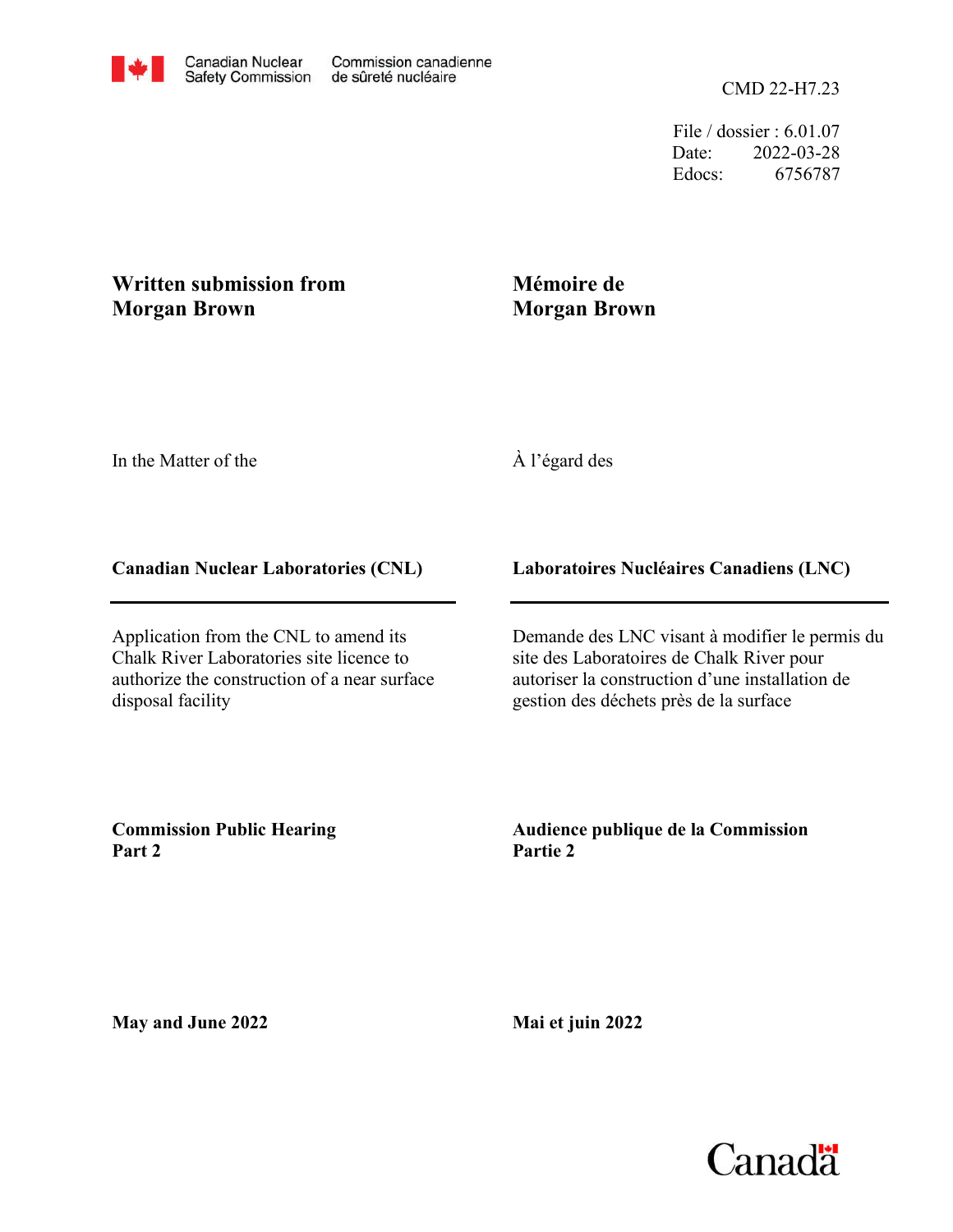Canadian Nuclear Safety Commission | Commission canadienne de sûreté nucléaire

CMD 22-H7.23

File / dossier : 6.01.07
Date: 2022-03-28
Edocs: 6756787

**Written submission from Morgan Brown**

**Mémoire de Morgan Brown**

In the Matter of the

À l'égard des

**Canadian Nuclear Laboratories (CNL)**

**Laboratoires Nucléaires Canadiens (LNC)**

Application from the CNL to amend its Chalk River Laboratories site licence to authorize the construction of a near surface disposal facility

Demande des LNC visant à modifier le permis du site des Laboratoires de Chalk River pour autoriser la construction d'une installation de gestion des déchets près de la surface

**Commission Public Hearing**
**Part 2**

**Audience publique de la Commission**
**Partie 2**

**May and June 2022**

**Mai et juin 2022**

Canada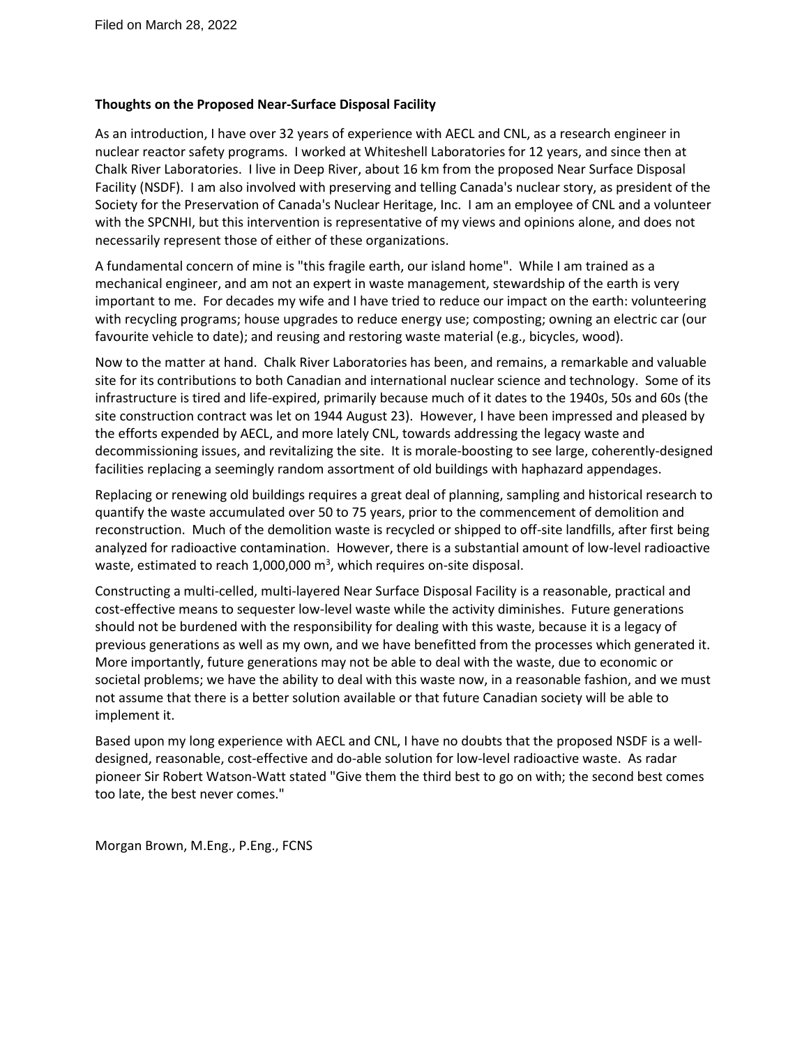Filed on March 28, 2022

**Thoughts on the Proposed Near-Surface Disposal Facility**

As an introduction, I have over 32 years of experience with AECL and CNL, as a research engineer in nuclear reactor safety programs. I worked at Whiteshell Laboratories for 12 years, and since then at Chalk River Laboratories. I live in Deep River, about 16 km from the proposed Near Surface Disposal Facility (NSDF). I am also involved with preserving and telling Canada's nuclear story, as president of the Society for the Preservation of Canada's Nuclear Heritage, Inc. I am an employee of CNL and a volunteer with the SPCNHI, but this intervention is representative of my views and opinions alone, and does not necessarily represent those of either of these organizations.

A fundamental concern of mine is "this fragile earth, our island home". While I am trained as a mechanical engineer, and am not an expert in waste management, stewardship of the earth is very important to me. For decades my wife and I have tried to reduce our impact on the earth: volunteering with recycling programs; house upgrades to reduce energy use; composting; owning an electric car (our favourite vehicle to date); and reusing and restoring waste material (e.g., bicycles, wood).

Now to the matter at hand. Chalk River Laboratories has been, and remains, a remarkable and valuable site for its contributions to both Canadian and international nuclear science and technology. Some of its infrastructure is tired and life-expired, primarily because much of it dates to the 1940s, 50s and 60s (the site construction contract was let on 1944 August 23). However, I have been impressed and pleased by the efforts expended by AECL, and more lately CNL, towards addressing the legacy waste and decommissioning issues, and revitalizing the site. It is morale-boosting to see large, coherently-designed facilities replacing a seemingly random assortment of old buildings with haphazard appendages.

Replacing or renewing old buildings requires a great deal of planning, sampling and historical research to quantify the waste accumulated over 50 to 75 years, prior to the commencement of demolition and reconstruction. Much of the demolition waste is recycled or shipped to off-site landfills, after first being analyzed for radioactive contamination. However, there is a substantial amount of low-level radioactive waste, estimated to reach 1,000,000 $m^3$, which requires on-site disposal.

Constructing a multi-celled, multi-layered Near Surface Disposal Facility is a reasonable, practical and cost-effective means to sequester low-level waste while the activity diminishes. Future generations should not be burdened with the responsibility for dealing with this waste, because it is a legacy of previous generations as well as my own, and we have benefitted from the processes which generated it. More importantly, future generations may not be able to deal with the waste, due to economic or societal problems; we have the ability to deal with this waste now, in a reasonable fashion, and we must not assume that there is a better solution available or that future Canadian society will be able to implement it.

Based upon my long experience with AECL and CNL, I have no doubts that the proposed NSDF is a well-designed, reasonable, cost-effective and do-able solution for low-level radioactive waste. As radar pioneer Sir Robert Watson-Watt stated "Give them the third best to go on with; the second best comes too late, the best never comes."

Morgan Brown, M.Eng., P.Eng., FCNS